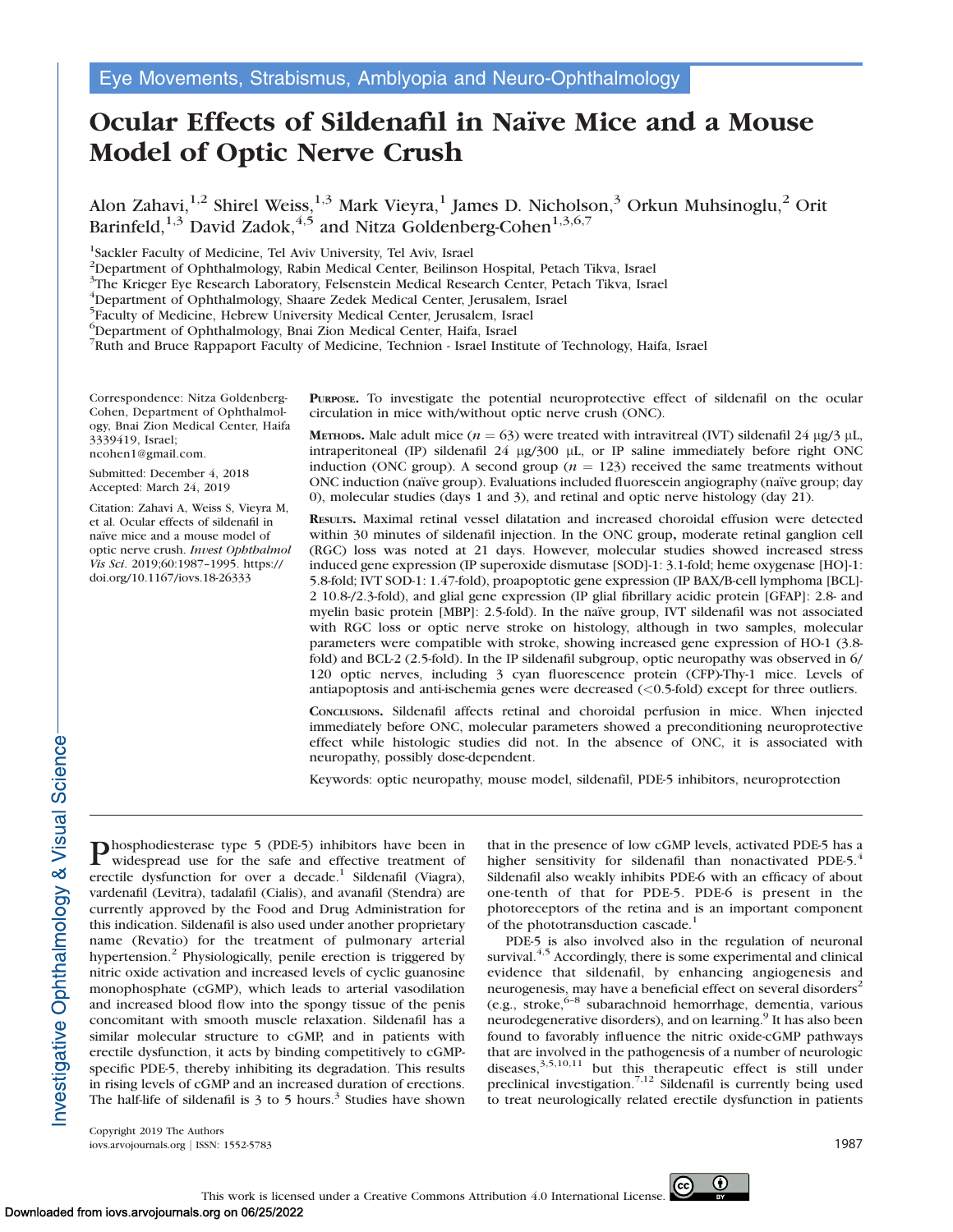Eye Movements, Strabismus, Amblyopia and Neuro-Ophthalmology

# Ocular Effects of Sildenafil in Naïve Mice and a Mouse Model of Optic Nerve Crush

Alon Zahavi,[1,2] Shirel Weiss,[1,3] Mark Vieyra,[1] James D. Nicholson,[3] Orkun Muhsinoglu,[2] Orit Barinfeld,[1,3] David Zadok,[4,5] and Nitza Goldenberg-Cohen[1,3,6,7]

[1]Sackler Faculty of Medicine, Tel Aviv University, Tel Aviv, Israel
[2]Department of Ophthalmology, Rabin Medical Center, Beilinson Hospital, Petach Tikva, Israel
[3]The Krieger Eye Research Laboratory, Felsenstein Medical Research Center, Petach Tikva, Israel
[4]Department of Ophthalmology, Shaare Zedek Medical Center, Jerusalem, Israel
[5]Faculty of Medicine, Hebrew University Medical Center, Jerusalem, Israel
[6]Department of Ophthalmology, Bnai Zion Medical Center, Haifa, Israel
[7]Ruth and Bruce Rappaport Faculty of Medicine, Technion - Israel Institute of Technology, Haifa, Israel

Correspondence: Nitza Goldenberg-Cohen, Department of Ophthalmology, Bnai Zion Medical Center, Haifa 3339419, Israel; ncohen1@gmail.com.

Submitted: December 4, 2018
Accepted: March 24, 2019

Citation: Zahavi A, Weiss S, Vieyra M, et al. Ocular effects of sildenafil in naïve mice and a mouse model of optic nerve crush. *Invest Ophthalmol Vis Sci.* 2019;60:1987–1995. https://doi.org/10.1167/iovs.18-26333

**Purpose.** To investigate the potential neuroprotective effect of sildenafil on the ocular circulation in mice with/without optic nerve crush (ONC).

**Methods.** Male adult mice ($n = 63$) were treated with intravitreal (IVT) sildenafil 24 µg/3 µL, intraperitoneal (IP) sildenafil 24 µg/300 µL, or IP saline immediately before right ONC induction (ONC group). A second group ($n = 123$) received the same treatments without ONC induction (naïve group). Evaluations included fluorescein angiography (naïve group; day 0), molecular studies (days 1 and 3), and retinal and optic nerve histology (day 21).

**Results.** Maximal retinal vessel dilatation and increased choroidal effusion were detected within 30 minutes of sildenafil injection. In the ONC group, moderate retinal ganglion cell (RGC) loss was noted at 21 days. However, molecular studies showed increased stress induced gene expression (IP superoxide dismutase [SOD]-1: 3.1-fold; heme oxygenase [HO]-1: 5.8-fold; IVT SOD-1: 1.47-fold), proapoptotic gene expression (IP BAX/B-cell lymphoma [BCL]-2 10.8-/2.3-fold), and glial gene expression (IP glial fibrillary acidic protein [GFAP]: 2.8- and myelin basic protein [MBP]: 2.5-fold). In the naïve group, IVT sildenafil was not associated with RGC loss or optic nerve stroke on histology, although in two samples, molecular parameters were compatible with stroke, showing increased gene expression of HO-1 (3.8-fold) and BCL-2 (2.5-fold). In the IP sildenafil subgroup, optic neuropathy was observed in 6/120 optic nerves, including 3 cyan fluorescence protein (CFP)-Thy-1 mice. Levels of antiapoptosis and anti-ischemia genes were decreased (<0.5-fold) except for three outliers.

**Conclusions.** Sildenafil affects retinal and choroidal perfusion in mice. When injected immediately before ONC, molecular parameters showed a preconditioning neuroprotective effect while histologic studies did not. In the absence of ONC, it is associated with neuropathy, possibly dose-dependent.

Keywords: optic neuropathy, mouse model, sildenafil, PDE-5 inhibitors, neuroprotection

Phosphodiesterase type 5 (PDE-5) inhibitors have been in widespread use for the safe and effective treatment of erectile dysfunction for over a decade.[1] Sildenafil (Viagra), vardenafil (Levitra), tadalafil (Cialis), and avanafil (Stendra) are currently approved by the Food and Drug Administration for this indication. Sildenafil is also used under another proprietary name (Revatio) for the treatment of pulmonary arterial hypertension.[2] Physiologically, penile erection is triggered by nitric oxide activation and increased levels of cyclic guanosine monophosphate (cGMP), which leads to arterial vasodilation and increased blood flow into the spongy tissue of the penis concomitant with smooth muscle relaxation. Sildenafil has a similar molecular structure to cGMP, and in patients with erectile dysfunction, it acts by binding competitively to cGMP-specific PDE-5, thereby inhibiting its degradation. This results in rising levels of cGMP and an increased duration of erections. The half-life of sildenafil is 3 to 5 hours.[3] Studies have shown that in the presence of low cGMP levels, activated PDE-5 has a higher sensitivity for sildenafil than nonactivated PDE-5.[4] Sildenafil also weakly inhibits PDE-6 with an efficacy of about one-tenth of that for PDE-5. PDE-6 is present in the photoreceptors of the retina and is an important component of the phototransduction cascade.[1]

PDE-5 is also involved also in the regulation of neuronal survival.[4,5] Accordingly, there is some experimental and clinical evidence that sildenafil, by enhancing angiogenesis and neurogenesis, may have a beneficial effect on several disorders[2] (e.g., stroke,[6–8] subarachnoid hemorrhage, dementia, various neurodegenerative disorders), and on learning.[9] It has also been found to favorably influence the nitric oxide-cGMP pathways that are involved in the pathogenesis of a number of neurologic diseases,[3,5,10,11] but this therapeutic effect is still under preclinical investigation.[7,12] Sildenafil is currently being used to treat neurologically related erectile dysfunction in patients

Copyright 2019 The Authors
iovs.arvojournals.org | ISSN: 1552-5783

This work is licensed under a Creative Commons Attribution 4.0 International License.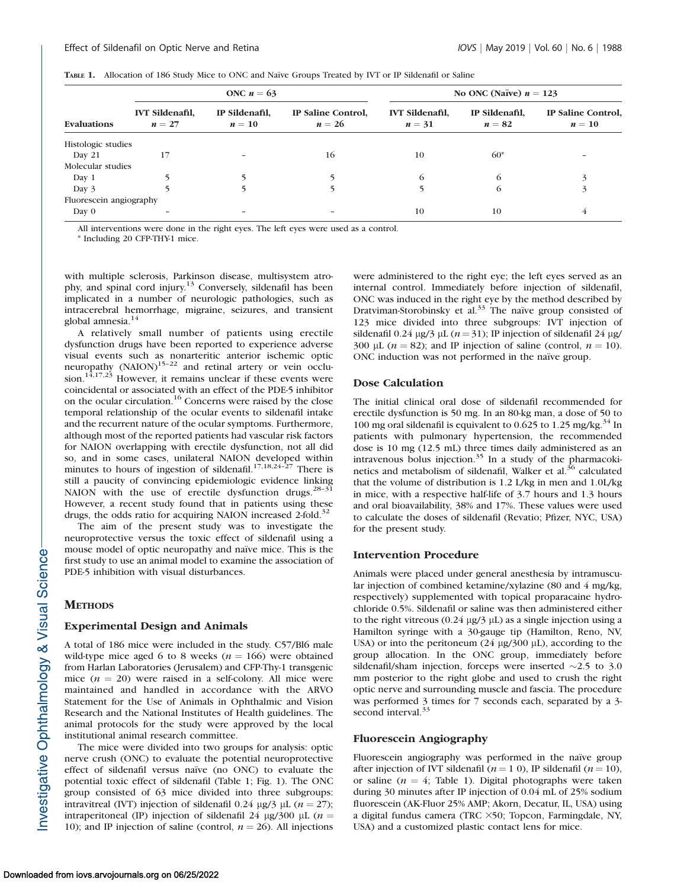**Table 1.** Allocation of 186 Study Mice to ONC and Naïve Groups Treated by IVT or IP Sildenafil or Saline

| Evaluations | ONC $n = 63$ | | | No ONC (Naïve) $n = 123$ | | |
|---|---|---|---|---|---|---|
| | IVT Sildenafil, $n = 27$ | IP Sildenafil, $n = 10$ | IP Saline Control, $n = 26$ | IVT Sildenafil, $n = 31$ | IP Sildenafil, $n = 82$ | IP Saline Control, $n = 10$ |
| Histologic studies | | | | | | |
| Day 21 | 17 | – | 16 | 10 | 60* | – |
| Molecular studies | | | | | | |
| Day 1 | 5 | 5 | 5 | 6 | 6 | 3 |
| Day 3 | 5 | 5 | 5 | 5 | 6 | 3 |
| Fluorescein angiography | | | | | | |
| Day 0 | – | – | – | 10 | 10 | 4 |

All interventions were done in the right eyes. The left eyes were used as a control.
\* Including 20 CFP-THY-1 mice.

with multiple sclerosis, Parkinson disease, multisystem atrophy, and spinal cord injury.[13] Conversely, sildenafil has been implicated in a number of neurologic pathologies, such as intracerebral hemorrhage, migraine, seizures, and transient global amnesia.[14]

A relatively small number of patients using erectile dysfunction drugs have been reported to experience adverse visual events such as nonarteritic anterior ischemic optic neuropathy (NAION)[15–22] and retinal artery or vein occlusion.[14,17,23] However, it remains unclear if these events were coincidental or associated with an effect of the PDE-5 inhibitor on the ocular circulation.[16] Concerns were raised by the close temporal relationship of the ocular events to sildenafil intake and the recurrent nature of the ocular symptoms. Furthermore, although most of the reported patients had vascular risk factors for NAION overlapping with erectile dysfunction, not all did so, and in some cases, unilateral NAION developed within minutes to hours of ingestion of sildenafil.[17,18,24–27] There is still a paucity of convincing epidemiologic evidence linking NAION with the use of erectile dysfunction drugs.[28–31] However, a recent study found that in patients using these drugs, the odds ratio for acquiring NAION increased 2-fold.[32]

The aim of the present study was to investigate the neuroprotective versus the toxic effect of sildenafil using a mouse model of optic neuropathy and naïve mice. This is the first study to use an animal model to examine the association of PDE-5 inhibition with visual disturbances.

## Methods

### Experimental Design and Animals

A total of 186 mice were included in the study. C57/Bl6 male wild-type mice aged 6 to 8 weeks ($n = 166$) were obtained from Harlan Laboratories (Jerusalem) and CFP-Thy-1 transgenic mice ($n = 20$) were raised in a self-colony. All mice were maintained and handled in accordance with the ARVO Statement for the Use of Animals in Ophthalmic and Vision Research and the National Institutes of Health guidelines. The animal protocols for the study were approved by the local institutional animal research committee.

The mice were divided into two groups for analysis: optic nerve crush (ONC) to evaluate the potential neuroprotective effect of sildenafil versus naïve (no ONC) to evaluate the potential toxic effect of sildenafil (Table 1; Fig. 1). The ONC group consisted of 63 mice divided into three subgroups: intravitreal (IVT) injection of sildenafil 0.24 μg/3 μL ($n = 27$); intraperitoneal (IP) injection of sildenafil 24 μg/300 μL ($n = 10$); and IP injection of saline (control, $n = 26$). All injections were administered to the right eye; the left eyes served as an internal control. Immediately before injection of sildenafil, ONC was induced in the right eye by the method described by Dratviman-Storobinsky et al.[33] The naïve group consisted of 123 mice divided into three subgroups: IVT injection of sildenafil 0.24 μg/3 μL ($n = 31$); IP injection of sildenafil 24 μg/300 μL ($n = 82$); and IP injection of saline (control, $n = 10$). ONC induction was not performed in the naïve group.

### Dose Calculation

The initial clinical oral dose of sildenafil recommended for erectile dysfunction is 50 mg. In an 80-kg man, a dose of 50 to 100 mg oral sildenafil is equivalent to 0.625 to 1.25 mg/kg.[34] In patients with pulmonary hypertension, the recommended dose is 10 mg (12.5 mL) three times daily administered as an intravenous bolus injection.[35] In a study of the pharmacokinetics and metabolism of sildenafil, Walker et al.[36] calculated that the volume of distribution is 1.2 L/kg in men and 1.0L/kg in mice, with a respective half-life of 3.7 hours and 1.3 hours and oral bioavailability, 38% and 17%. These values were used to calculate the doses of sildenafil (Revatio; Pfizer, NYC, USA) for the present study.

### Intervention Procedure

Animals were placed under general anesthesia by intramuscular injection of combined ketamine/xylazine (80 and 4 mg/kg, respectively) supplemented with topical proparacaine hydrochloride 0.5%. Sildenafil or saline was then administered either to the right vitreous (0.24 μg/3 μL) as a single injection using a Hamilton syringe with a 30-gauge tip (Hamilton, Reno, NV, USA) or into the peritoneum (24 μg/300 μL), according to the group allocation. In the ONC group, immediately before sildenafil/sham injection, forceps were inserted ~2.5 to 3.0 mm posterior to the right globe and used to crush the right optic nerve and surrounding muscle and fascia. The procedure was performed 3 times for 7 seconds each, separated by a 3-second interval.[33]

### Fluorescein Angiography

Fluorescein angiography was performed in the naïve group after injection of IVT sildenafil ($n = 1\ 0$), IP sildenafil ($n = 10$), or saline ($n = 4$; Table 1). Digital photographs were taken during 30 minutes after IP injection of 0.04 mL of 25% sodium fluorescein (AK-Fluor 25% AMP; Akorn, Decatur, IL, USA) using a digital fundus camera (TRC ×50; Topcon, Farmingdale, NY, USA) and a customized plastic contact lens for mice.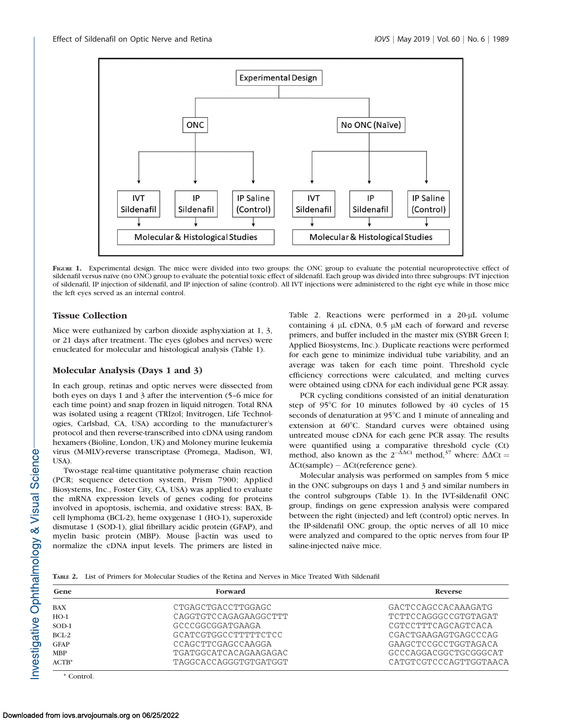Experimental Design

ONC | No ONC (Naïve)

IVT Sildenafil | IP Sildenafil | IP Saline (Control) | IVT Sildenafil | IP Sildenafil | IP Saline (Control)

Molecular & Histological Studies | Molecular & Histological Studies

**Figure 1.** Experimental design. The mice were divided into two groups: the ONC group to evaluate the potential neuroprotective effect of sildenafil versus naïve (no ONC) group to evaluate the potential toxic effect of sildenafil. Each group was divided into three subgroups: IVT injection of sildenafil, IP injection of sildenafil, and IP injection of saline (control). All IVT injections were administered to the right eye while in those mice the left eyes served as an internal control.

## Tissue Collection

Mice were euthanized by carbon dioxide asphyxiation at 1, 3, or 21 days after treatment. The eyes (globes and nerves) were enucleated for molecular and histological analysis (Table 1).

## Molecular Analysis (Days 1 and 3)

In each group, retinas and optic nerves were dissected from both eyes on days 1 and 3 after the intervention (5–6 mice for each time point) and snap frozen in liquid nitrogen. Total RNA was isolated using a reagent (TRIzol; Invitrogen, Life Technologies, Carlsbad, CA, USA) according to the manufacturer's protocol and then reverse-transcribed into cDNA using random hexamers (Bioline, London, UK) and Moloney murine leukemia virus (M-MLV)-reverse transcriptase (Promega, Madison, WI, USA).

Two-stage real-time quantitative polymerase chain reaction (PCR; sequence detection system, Prism 7900; Applied Biosystems, Inc., Foster City, CA, USA) was applied to evaluate the mRNA expression levels of genes coding for proteins involved in apoptosis, ischemia, and oxidative stress: BAX, B-cell lymphoma (BCL-2), heme oxygenase 1 (HO-1), superoxide dismutase 1 (SOD-1), glial fibrillary acidic protein (GFAP), and myelin basic protein (MBP). Mouse β-actin was used to normalize the cDNA input levels. The primers are listed in Table 2. Reactions were performed in a 20-µL volume containing 4 µL cDNA, 0.5 µM each of forward and reverse primers, and buffer included in the master mix (SYBR Green I; Applied Biosystems, Inc.). Duplicate reactions were performed for each gene to minimize individual tube variability, and an average was taken for each time point. Threshold cycle efficiency corrections were calculated, and melting curves were obtained using cDNA for each individual gene PCR assay.

PCR cycling conditions consisted of an initial denaturation step of 95°C for 10 minutes followed by 40 cycles of 15 seconds of denaturation at 95°C and 1 minute of annealing and extension at 60°C. Standard curves were obtained using untreated mouse cDNA for each gene PCR assay. The results were quantified using a comparative threshold cycle (Ct) method, also known as the $2^{-\Delta\Delta Ct}$ method,[37] where: $\Delta\Delta Ct = \Delta Ct(\text{sample}) - \Delta Ct(\text{reference gene})$.

Molecular analysis was performed on samples from 5 mice in the ONC subgroups on days 1 and 3 and similar numbers in the control subgroups (Table 1). In the IVT-sildenafil ONC group, findings on gene expression analysis were compared between the right (injected) and left (control) optic nerves. In the IP-sildenafil ONC group, the optic nerves of all 10 mice were analyzed and compared to the optic nerves from four IP saline-injected naïve mice.

**Table 2.** List of Primers for Molecular Studies of the Retina and Nerves in Mice Treated With Sildenafil

| Gene | Forward | Reverse |
|---|---|---|
| BAX | CTGAGCTGACCTTGGAGC | GACTCCAGCCACAAAGATG |
| HO-1 | CAGGTGTCCAGAGAAGGCTTT | TCTTCCAGGGCCGTGTAGAT |
| SOD-1 | GCCCGGCGGATGAAGA | CGTCCTTTCAGCAGTCACA |
| BCL-2 | GCATCGTGGCCTTTTTCTCC | CGACTGAAGAGTGAGCCCAG |
| GFAP | CCAGCTTCGAGCCAAGGA | GAAGCTCCGCCTGGTAGACA |
| MBP | TGATGGCATCACAGAAGAGAC | GCCCAGGACGGCTGCGGGCAT |
| ACTB* | TAGGCACCAGGGTGTGATGGT | CATGTCGTCCCAGTTGGTAACA |

\* Control.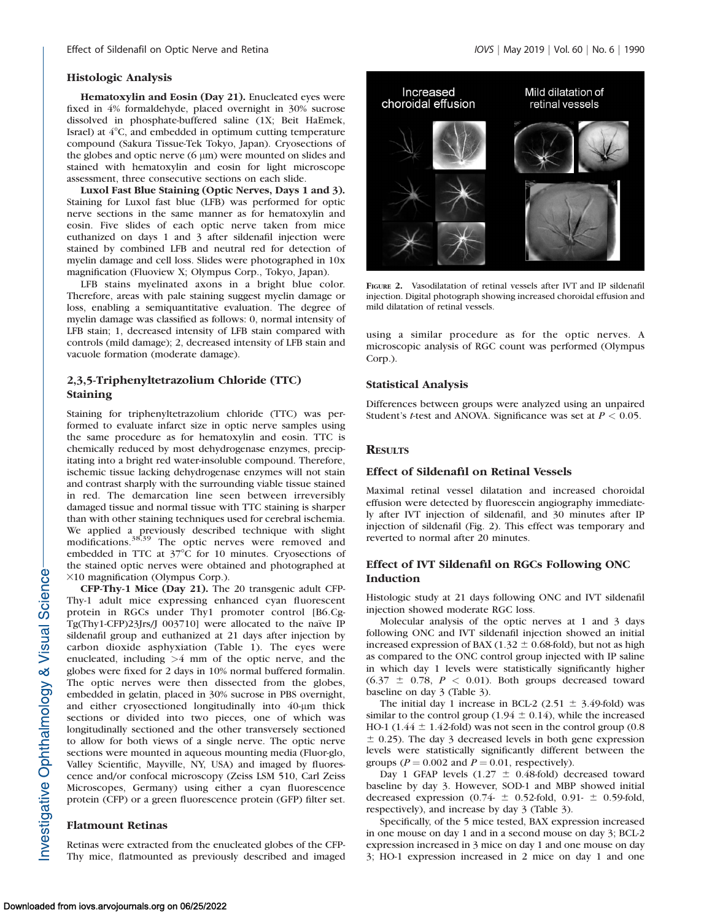### Histologic Analysis

**Hematoxylin and Eosin (Day 21).** Enucleated eyes were fixed in 4% formaldehyde, placed overnight in 30% sucrose dissolved in phosphate-buffered saline (1X; Beit HaEmek, Israel) at 4°C, and embedded in optimum cutting temperature compound (Sakura Tissue-Tek Tokyo, Japan). Cryosections of the globes and optic nerve (6 μm) were mounted on slides and stained with hematoxylin and eosin for light microscope assessment, three consecutive sections on each slide.

**Luxol Fast Blue Staining (Optic Nerves, Days 1 and 3).** Staining for Luxol fast blue (LFB) was performed for optic nerve sections in the same manner as for hematoxylin and eosin. Five slides of each optic nerve taken from mice euthanized on days 1 and 3 after sildenafil injection were stained by combined LFB and neutral red for detection of myelin damage and cell loss. Slides were photographed in 10x magnification (Fluoview X; Olympus Corp., Tokyo, Japan).

LFB stains myelinated axons in a bright blue color. Therefore, areas with pale staining suggest myelin damage or loss, enabling a semiquantitative evaluation. The degree of myelin damage was classified as follows: 0, normal intensity of LFB stain; 1, decreased intensity of LFB stain compared with controls (mild damage); 2, decreased intensity of LFB stain and vacuole formation (moderate damage).

### 2,3,5-Triphenyltetrazolium Chloride (TTC) Staining

Staining for triphenyltetrazolium chloride (TTC) was performed to evaluate infarct size in optic nerve samples using the same procedure as for hematoxylin and eosin. TTC is chemically reduced by most dehydrogenase enzymes, precipitating into a bright red water-insoluble compound. Therefore, ischemic tissue lacking dehydrogenase enzymes will not stain and contrast sharply with the surrounding viable tissue stained in red. The demarcation line seen between irreversibly damaged tissue and normal tissue with TTC staining is sharper than with other staining techniques used for cerebral ischemia. We applied a previously described technique with slight modifications.[38,39] The optic nerves were removed and embedded in TTC at 37°C for 10 minutes. Cryosections of the stained optic nerves were obtained and photographed at ×10 magnification (Olympus Corp.).

**CFP-Thy-1 Mice (Day 21).** The 20 transgenic adult CFP-Thy-1 adult mice expressing enhanced cyan fluorescent protein in RGCs under Thy1 promoter control [B6.Cg-Tg(Thy1-CFP)23Jrs/J 003710] were allocated to the naïve IP sildenafil group and euthanized at 21 days after injection by carbon dioxide asphyxiation (Table 1). The eyes were enucleated, including >4 mm of the optic nerve, and the globes were fixed for 2 days in 10% normal buffered formalin. The optic nerves were then dissected from the globes, embedded in gelatin, placed in 30% sucrose in PBS overnight, and either cryosectioned longitudinally into 40-μm thick sections or divided into two pieces, one of which was longitudinally sectioned and the other transversely sectioned to allow for both views of a single nerve. The optic nerve sections were mounted in aqueous mounting media (Fluor-glo, Valley Scientific, Mayyville, NY, USA) and imaged by fluorescence and/or confocal microscopy (Zeiss LSM 510, Carl Zeiss Microscopes, Germany) using either a cyan fluorescence protein (CFP) or a green fluorescence protein (GFP) filter set.

### Flatmount Retinas

Retinas were extracted from the enucleated globes of the CFP-Thy mice, flatmounted as previously described and imaged using a similar procedure as for the optic nerves. A microscopic analysis of RGC count was performed (Olympus Corp.).

FIGURE 2. Vasodilatation of retinal vessels after IVT and IP sildenafil injection. Digital photograph showing increased choroidal effusion and mild dilatation of retinal vessels.

### Statistical Analysis

Differences between groups were analyzed using an unpaired Student's *t*-test and ANOVA. Significance was set at $P < 0.05$.

## Results

### Effect of Sildenafil on Retinal Vessels

Maximal retinal vessel dilatation and increased choroidal effusion were detected by fluorescein angiography immediately after IVT injection of sildenafil, and 30 minutes after IP injection of sildenafil (Fig. 2). This effect was temporary and reverted to normal after 20 minutes.

### Effect of IVT Sildenafil on RGCs Following ONC Induction

Histologic study at 21 days following ONC and IVT sildenafil injection showed moderate RGC loss.

Molecular analysis of the optic nerves at 1 and 3 days following ONC and IVT sildenafil injection showed an initial increased expression of BAX (1.32 ± 0.68-fold), but not as high as compared to the ONC control group injected with IP saline in which day 1 levels were statistically significantly higher (6.37 ± 0.78, $P < 0.01$). Both groups decreased toward baseline on day 3 (Table 3).

The initial day 1 increase in BCL-2 (2.51 ± 3.49-fold) was similar to the control group (1.94 ± 0.14), while the increased HO-1 (1.44 ± 1.42-fold) was not seen in the control group (0.8 ± 0.25). The day 3 decreased levels in both gene expression levels were statistically significantly different between the groups ($P = 0.002$ and $P = 0.01$, respectively).

Day 1 GFAP levels (1.27 ± 0.48-fold) decreased toward baseline by day 3. However, SOD-1 and MBP showed initial decreased expression (0.74- ± 0.52-fold, 0.91- ± 0.59-fold, respectively), and increase by day 3 (Table 3).

Specifically, of the 5 mice tested, BAX expression increased in one mouse on day 1 and in a second mouse on day 3; BCL-2 expression increased in 3 mice on day 1 and one mouse on day 3; HO-1 expression increased in 2 mice on day 1 and one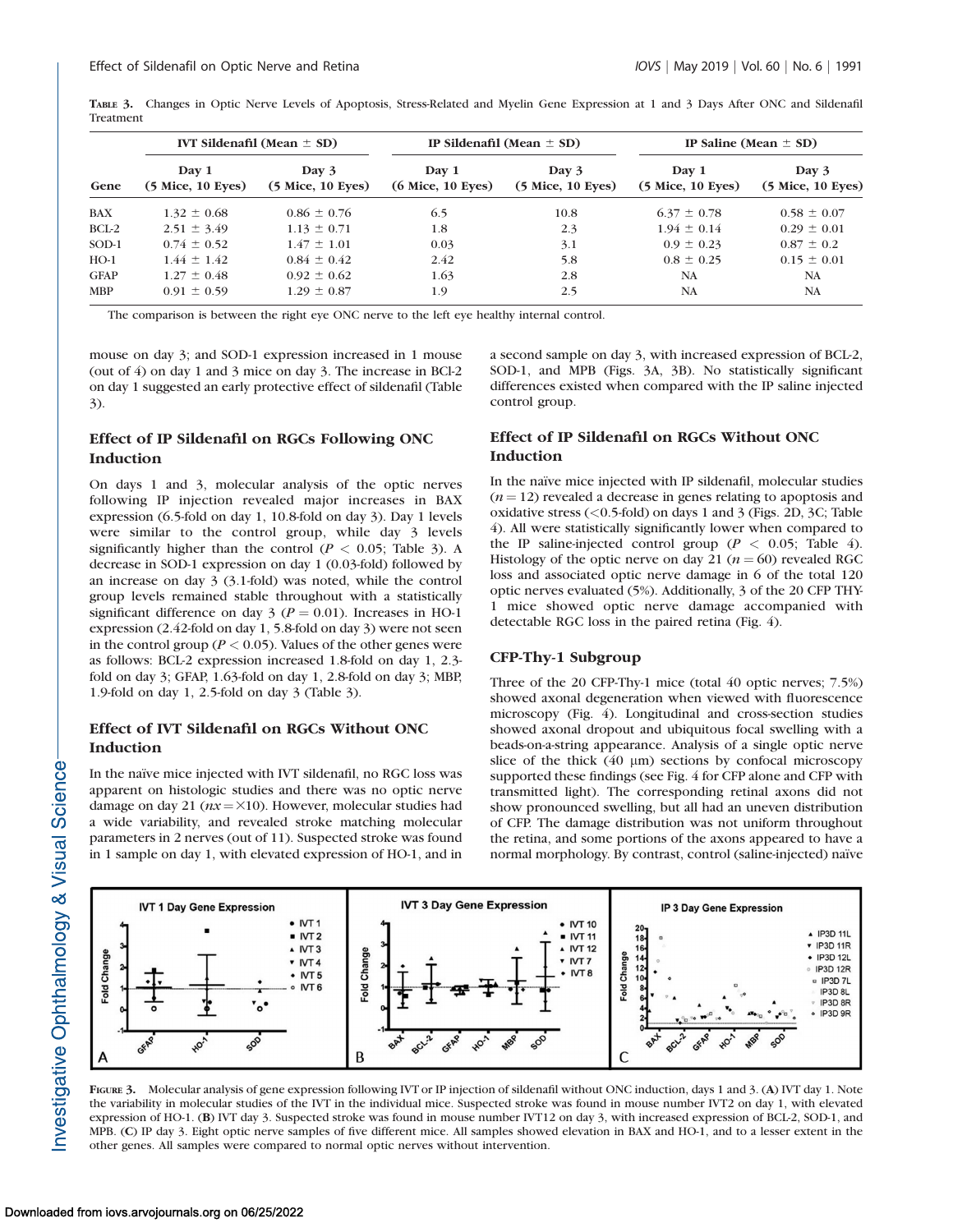**TABLE 3.** Changes in Optic Nerve Levels of Apoptosis, Stress-Related and Myelin Gene Expression at 1 and 3 Days After ONC and Sildenafil Treatment

| | IVT Sildenafil (Mean ± SD) | | IP Sildenafil (Mean ± SD) | | IP Saline (Mean ± SD) | |
|---|---|---|---|---|---|---|
| Gene | Day 1 (5 Mice, 10 Eyes) | Day 3 (5 Mice, 10 Eyes) | Day 1 (6 Mice, 10 Eyes) | Day 3 (5 Mice, 10 Eyes) | Day 1 (5 Mice, 10 Eyes) | Day 3 (5 Mice, 10 Eyes) |
| BAX | 1.32 ± 0.68 | 0.86 ± 0.76 | 6.5 | 10.8 | 6.37 ± 0.78 | 0.58 ± 0.07 |
| BCL-2 | 2.51 ± 3.49 | 1.13 ± 0.71 | 1.8 | 2.3 | 1.94 ± 0.14 | 0.29 ± 0.01 |
| SOD-1 | 0.74 ± 0.52 | 1.47 ± 1.01 | 0.03 | 3.1 | 0.9 ± 0.23 | 0.87 ± 0.2 |
| HO-1 | 1.44 ± 1.42 | 0.84 ± 0.42 | 2.42 | 5.8 | 0.8 ± 0.25 | 0.15 ± 0.01 |
| GFAP | 1.27 ± 0.48 | 0.92 ± 0.62 | 1.63 | 2.8 | NA | NA |
| MBP | 0.91 ± 0.59 | 1.29 ± 0.87 | 1.9 | 2.5 | NA | NA |

The comparison is between the right eye ONC nerve to the left eye healthy internal control.

mouse on day 3; and SOD-1 expression increased in 1 mouse (out of 4) on day 1 and 3 mice on day 3. The increase in BCl-2 on day 1 suggested an early protective effect of sildenafil (Table 3).

## Effect of IP Sildenafil on RGCs Following ONC Induction

On days 1 and 3, molecular analysis of the optic nerves following IP injection revealed major increases in BAX expression (6.5-fold on day 1, 10.8-fold on day 3). Day 1 levels were similar to the control group, while day 3 levels significantly higher than the control ($P < 0.05$; Table 3). A decrease in SOD-1 expression on day 1 (0.03-fold) followed by an increase on day 3 (3.1-fold) was noted, while the control group levels remained stable throughout with a statistically significant difference on day 3 ($P = 0.01$). Increases in HO-1 expression (2.42-fold on day 1, 5.8-fold on day 3) were not seen in the control group ($P < 0.05$). Values of the other genes were as follows: BCL-2 expression increased 1.8-fold on day 1, 2.3-fold on day 3; GFAP, 1.63-fold on day 1, 2.8-fold on day 3; MBP, 1.9-fold on day 1, 2.5-fold on day 3 (Table 3).

## Effect of IVT Sildenafil on RGCs Without ONC Induction

In the naïve mice injected with IVT sildenafil, no RGC loss was apparent on histologic studies and there was no optic nerve damage on day 21 ($nx = \times 10$). However, molecular studies had a wide variability, and revealed stroke matching molecular parameters in 2 nerves (out of 11). Suspected stroke was found in 1 sample on day 1, with elevated expression of HO-1, and in a second sample on day 3, with increased expression of BCL-2, SOD-1, and MPB (Figs. 3A, 3B). No statistically significant differences existed when compared with the IP saline injected control group.

## Effect of IP Sildenafil on RGCs Without ONC Induction

In the naïve mice injected with IP sildenafil, molecular studies ($n = 12$) revealed a decrease in genes relating to apoptosis and oxidative stress (<0.5-fold) on days 1 and 3 (Figs. 2D, 3C; Table 4). All were statistically significantly lower when compared to the IP saline-injected control group ($P < 0.05$; Table 4). Histology of the optic nerve on day 21 ($n = 60$) revealed RGC loss and associated optic nerve damage in 6 of the total 120 optic nerves evaluated (5%). Additionally, 3 of the 20 CFP THY-1 mice showed optic nerve damage accompanied with detectable RGC loss in the paired retina (Fig. 4).

## CFP-Thy-1 Subgroup

Three of the 20 CFP-Thy-1 mice (total 40 optic nerves; 7.5%) showed axonal degeneration when viewed with fluorescence microscopy (Fig. 4). Longitudinal and cross-section studies showed axonal dropout and ubiquitous focal swelling with a beads-on-a-string appearance. Analysis of a single optic nerve slice of the thick (40 μm) sections by confocal microscopy supported these findings (see Fig. 4 for CFP alone and CFP with transmitted light). The corresponding retinal axons did not show pronounced swelling, but all had an uneven distribution of CFP. The damage distribution was not uniform throughout the retina, and some portions of the axons appeared to have a normal morphology. By contrast, control (saline-injected) naïve

**FIGURE 3.** Molecular analysis of gene expression following IVT or IP injection of sildenafil without ONC induction, days 1 and 3. (**A**) IVT day 1. Note the variability in molecular studies of the IVT in the individual mice. Suspected stroke was found in mouse number IVT2 on day 1, with elevated expression of HO-1. (**B**) IVT day 3. Suspected stroke was found in mouse number IVT12 on day 3, with increased expression of BCL-2, SOD-1, and MPB. (**C**) IP day 3. Eight optic nerve samples of five different mice. All samples showed elevation in BAX and HO-1, and to a lesser extent in the other genes. All samples were compared to normal optic nerves without intervention.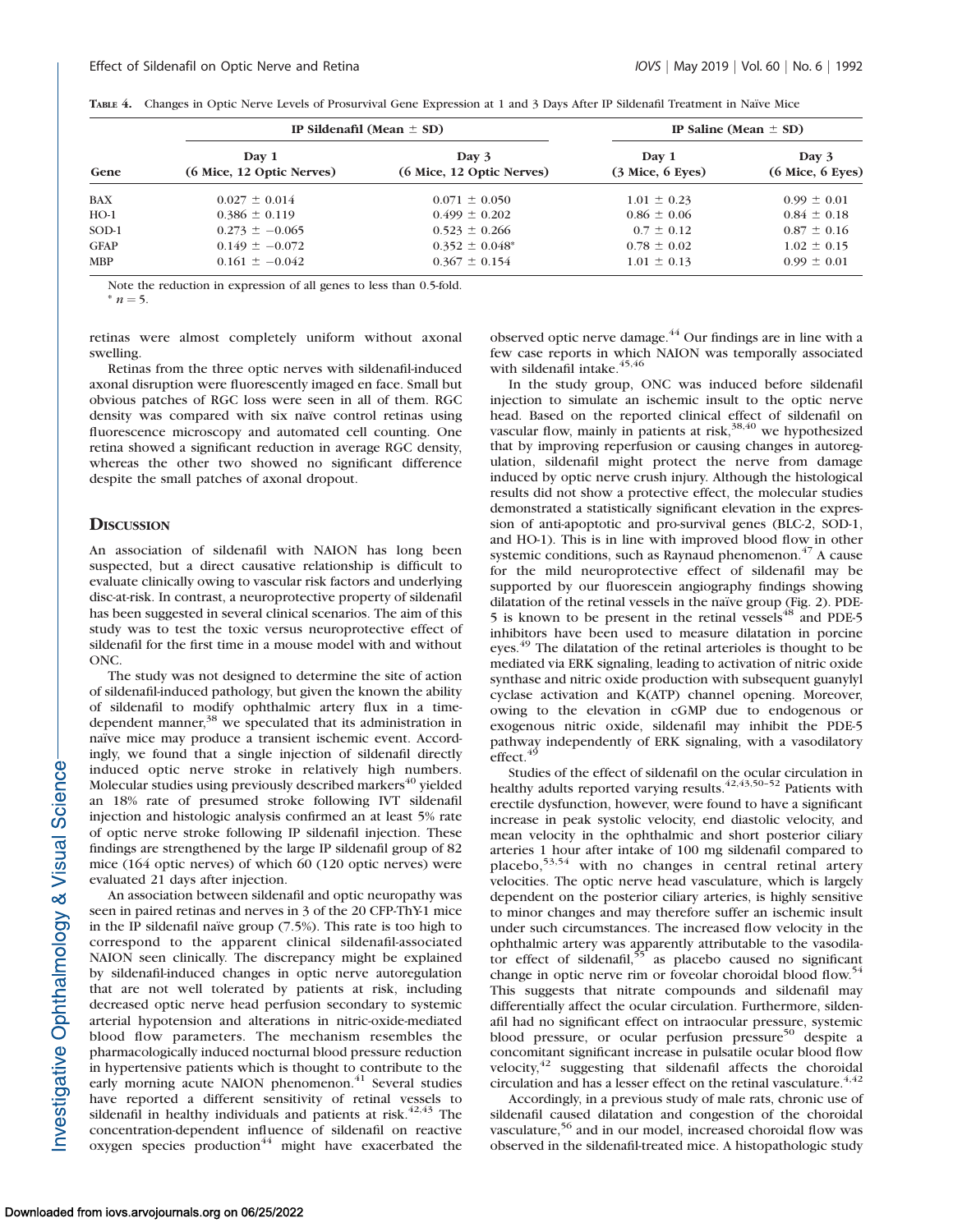**Table 4.** Changes in Optic Nerve Levels of Prosurvival Gene Expression at 1 and 3 Days After IP Sildenafil Treatment in Naïve Mice

| Gene | IP Sildenafil (Mean ± SD) | | IP Saline (Mean ± SD) | |
|---|---|---|---|---|
| | Day 1 (6 Mice, 12 Optic Nerves) | Day 3 (6 Mice, 12 Optic Nerves) | Day 1 (3 Mice, 6 Eyes) | Day 3 (6 Mice, 6 Eyes) |
| BAX | 0.027 ± 0.014 | 0.071 ± 0.050 | 1.01 ± 0.23 | 0.99 ± 0.01 |
| HO-1 | 0.386 ± 0.119 | 0.499 ± 0.202 | 0.86 ± 0.06 | 0.84 ± 0.18 |
| SOD-1 | 0.273 ± −0.065 | 0.523 ± 0.266 | 0.7 ± 0.12 | 0.87 ± 0.16 |
| GFAP | 0.149 ± −0.072 | 0.352 ± 0.048* | 0.78 ± 0.02 | 1.02 ± 0.15 |
| MBP | 0.161 ± −0.042 | 0.367 ± 0.154 | 1.01 ± 0.13 | 0.99 ± 0.01 |

Note the reduction in expression of all genes to less than 0.5-fold.
* $n = 5$.

retinas were almost completely uniform without axonal swelling.

Retinas from the three optic nerves with sildenafil-induced axonal disruption were fluorescently imaged en face. Small but obvious patches of RGC loss were seen in all of them. RGC density was compared with six naïve control retinas using fluorescence microscopy and automated cell counting. One retina showed a significant reduction in average RGC density, whereas the other two showed no significant difference despite the small patches of axonal dropout.

## Discussion

An association of sildenafil with NAION has long been suspected, but a direct causative relationship is difficult to evaluate clinically owing to vascular risk factors and underlying disc-at-risk. In contrast, a neuroprotective property of sildenafil has been suggested in several clinical scenarios. The aim of this study was to test the toxic versus neuroprotective effect of sildenafil for the first time in a mouse model with and without ONC.

The study was not designed to determine the site of action of sildenafil-induced pathology, but given the known the ability of sildenafil to modify ophthalmic artery flux in a time-dependent manner,[38] we speculated that its administration in naïve mice may produce a transient ischemic event. Accordingly, we found that a single injection of sildenafil directly induced optic nerve stroke in relatively high numbers. Molecular studies using previously described markers[40] yielded an 18% rate of presumed stroke following IVT sildenafil injection and histologic analysis confirmed an at least 5% rate of optic nerve stroke following IP sildenafil injection. These findings are strengthened by the large IP sildenafil group of 82 mice (164 optic nerves) of which 60 (120 optic nerves) were evaluated 21 days after injection.

An association between sildenafil and optic neuropathy was seen in paired retinas and nerves in 3 of the 20 CFP-ThY-1 mice in the IP sildenafil naïve group (7.5%). This rate is too high to correspond to the apparent clinical sildenafil-associated NAION seen clinically. The discrepancy might be explained by sildenafil-induced changes in optic nerve autoregulation that are not well tolerated by patients at risk, including decreased optic nerve head perfusion secondary to systemic arterial hypotension and alterations in nitric-oxide-mediated blood flow parameters. The mechanism resembles the pharmacologically induced nocturnal blood pressure reduction in hypertensive patients which is thought to contribute to the early morning acute NAION phenomenon.[41] Several studies have reported a different sensitivity of retinal vessels to sildenafil in healthy individuals and patients at risk.[42,43] The concentration-dependent influence of sildenafil on reactive oxygen species production[44] might have exacerbated the observed optic nerve damage.[44] Our findings are in line with a few case reports in which NAION was temporally associated with sildenafil intake.[45,46]

In the study group, ONC was induced before sildenafil injection to simulate an ischemic insult to the optic nerve head. Based on the reported clinical effect of sildenafil on vascular flow, mainly in patients at risk,[38,40] we hypothesized that by improving reperfusion or causing changes in autoregulation, sildenafil might protect the nerve from damage induced by optic nerve crush injury. Although the histological results did not show a protective effect, the molecular studies demonstrated a statistically significant elevation in the expression of anti-apoptotic and pro-survival genes (BLC-2, SOD-1, and HO-1). This is in line with improved blood flow in other systemic conditions, such as Raynaud phenomenon.[47] A cause for the mild neuroprotective effect of sildenafil may be supported by our fluorescein angiography findings showing dilatation of the retinal vessels in the naïve group (Fig. 2). PDE-5 is known to be present in the retinal vessels[48] and PDE-5 inhibitors have been used to measure dilatation in porcine eyes.[49] The dilatation of the retinal arterioles is thought to be mediated via ERK signaling, leading to activation of nitric oxide synthase and nitric oxide production with subsequent guanylyl cyclase activation and K(ATP) channel opening. Moreover, owing to the elevation in cGMP due to endogenous or exogenous nitric oxide, sildenafil may inhibit the PDE-5 pathway independently of ERK signaling, with a vasodilatory effect.[49]

Studies of the effect of sildenafil on the ocular circulation in healthy adults reported varying results.[42,43,50–52] Patients with erectile dysfunction, however, were found to have a significant increase in peak systolic velocity, end diastolic velocity, and mean velocity in the ophthalmic and short posterior ciliary arteries 1 hour after intake of 100 mg sildenafil compared to placebo,[53,54] with no changes in central retinal artery velocities. The optic nerve head vasculature, which is largely dependent on the posterior ciliary arteries, is highly sensitive to minor changes and may therefore suffer an ischemic insult under such circumstances. The increased flow velocity in the ophthalmic artery was apparently attributable to the vasodilator effect of sildenafil,[55] as placebo caused no significant change in optic nerve rim or foveolar choroidal blood flow.[54] This suggests that nitrate compounds and sildenafil may differentially affect the ocular circulation. Furthermore, sildenafil had no significant effect on intraocular pressure, systemic blood pressure, or ocular perfusion pressure[50] despite a concomitant significant increase in pulsatile ocular blood flow velocity,[42] suggesting that sildenafil affects the choroidal circulation and has a lesser effect on the retinal vasculature.[4,42]

Accordingly, in a previous study of male rats, chronic use of sildenafil caused dilatation and congestion of the choroidal vasculature,[56] and in our model, increased choroidal flow was observed in the sildenafil-treated mice. A histopathologic study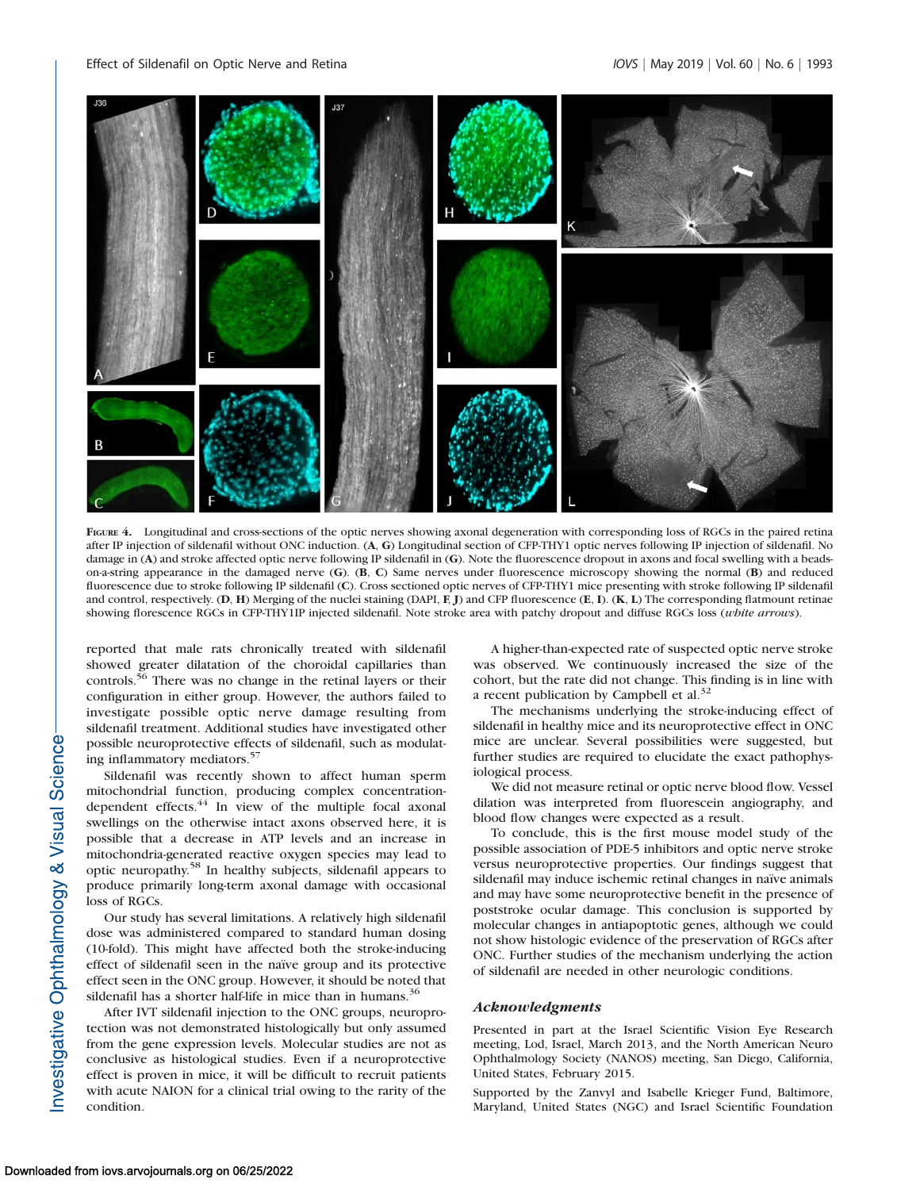**Figure 4.** Longitudinal and cross-sections of the optic nerves showing axonal degeneration with corresponding loss of RGCs in the paired retina after IP injection of sildenafil without ONC induction. (**A**, **G**) Longitudinal section of CFP-THY1 optic nerves following IP injection of sildenafil. No damage in (**A**) and stroke affected optic nerve following IP sildenafil in (**G**). Note the fluorescence dropout in axons and focal swelling with a beads-on-a-string appearance in the damaged nerve (**G**). (**B**, **C**) Same nerves under fluorescence microscopy showing the normal (**B**) and reduced fluorescence due to stroke following IP sildenafil (**C**). Cross sectioned optic nerves of CFP-THY1 mice presenting with stroke following IP sildenafil and control, respectively. (**D**, **H**) Merging of the nuclei staining (DAPI, **F**, **J**) and CFP fluorescence (**E**, **I**). (**K**, **L**) The corresponding flatmount retinae showing florescence RGCs in CFP-THY1IP injected sildenafil. Note stroke area with patchy dropout and diffuse RGCs loss (*white arrows*).

reported that male rats chronically treated with sildenafil showed greater dilatation of the choroidal capillaries than controls.[56] There was no change in the retinal layers or their configuration in either group. However, the authors failed to investigate possible optic nerve damage resulting from sildenafil treatment. Additional studies have investigated other possible neuroprotective effects of sildenafil, such as modulating inflammatory mediators.[57]

Sildenafil was recently shown to affect human sperm mitochondrial function, producing complex concentration-dependent effects.[44] In view of the multiple focal axonal swellings on the otherwise intact axons observed here, it is possible that a decrease in ATP levels and an increase in mitochondria-generated reactive oxygen species may lead to optic neuropathy.[58] In healthy subjects, sildenafil appears to produce primarily long-term axonal damage with occasional loss of RGCs.

Our study has several limitations. A relatively high sildenafil dose was administered compared to standard human dosing (10-fold). This might have affected both the stroke-inducing effect of sildenafil seen in the naïve group and its protective effect seen in the ONC group. However, it should be noted that sildenafil has a shorter half-life in mice than in humans.[36]

After IVT sildenafil injection to the ONC groups, neuroprotection was not demonstrated histologically but only assumed from the gene expression levels. Molecular studies are not as conclusive as histological studies. Even if a neuroprotective effect is proven in mice, it will be difficult to recruit patients with acute NAION for a clinical trial owing to the rarity of the condition.

A higher-than-expected rate of suspected optic nerve stroke was observed. We continuously increased the size of the cohort, but the rate did not change. This finding is in line with a recent publication by Campbell et al.[32]

The mechanisms underlying the stroke-inducing effect of sildenafil in healthy mice and its neuroprotective effect in ONC mice are unclear. Several possibilities were suggested, but further studies are required to elucidate the exact pathophysiological process.

We did not measure retinal or optic nerve blood flow. Vessel dilation was interpreted from fluorescein angiography, and blood flow changes were expected as a result.

To conclude, this is the first mouse model study of the possible association of PDE-5 inhibitors and optic nerve stroke versus neuroprotective properties. Our findings suggest that sildenafil may induce ischemic retinal changes in naïve animals and may have some neuroprotective benefit in the presence of poststroke ocular damage. This conclusion is supported by molecular changes in antiapoptotic genes, although we could not show histologic evidence of the preservation of RGCs after ONC. Further studies of the mechanism underlying the action of sildenafil are needed in other neurologic conditions.

## *Acknowledgments*

Presented in part at the Israel Scientific Vision Eye Research meeting, Lod, Israel, March 2013, and the North American Neuro Ophthalmology Society (NANOS) meeting, San Diego, California, United States, February 2015.

Supported by the Zanvyl and Isabelle Krieger Fund, Baltimore, Maryland, United States (NGC) and Israel Scientific Foundation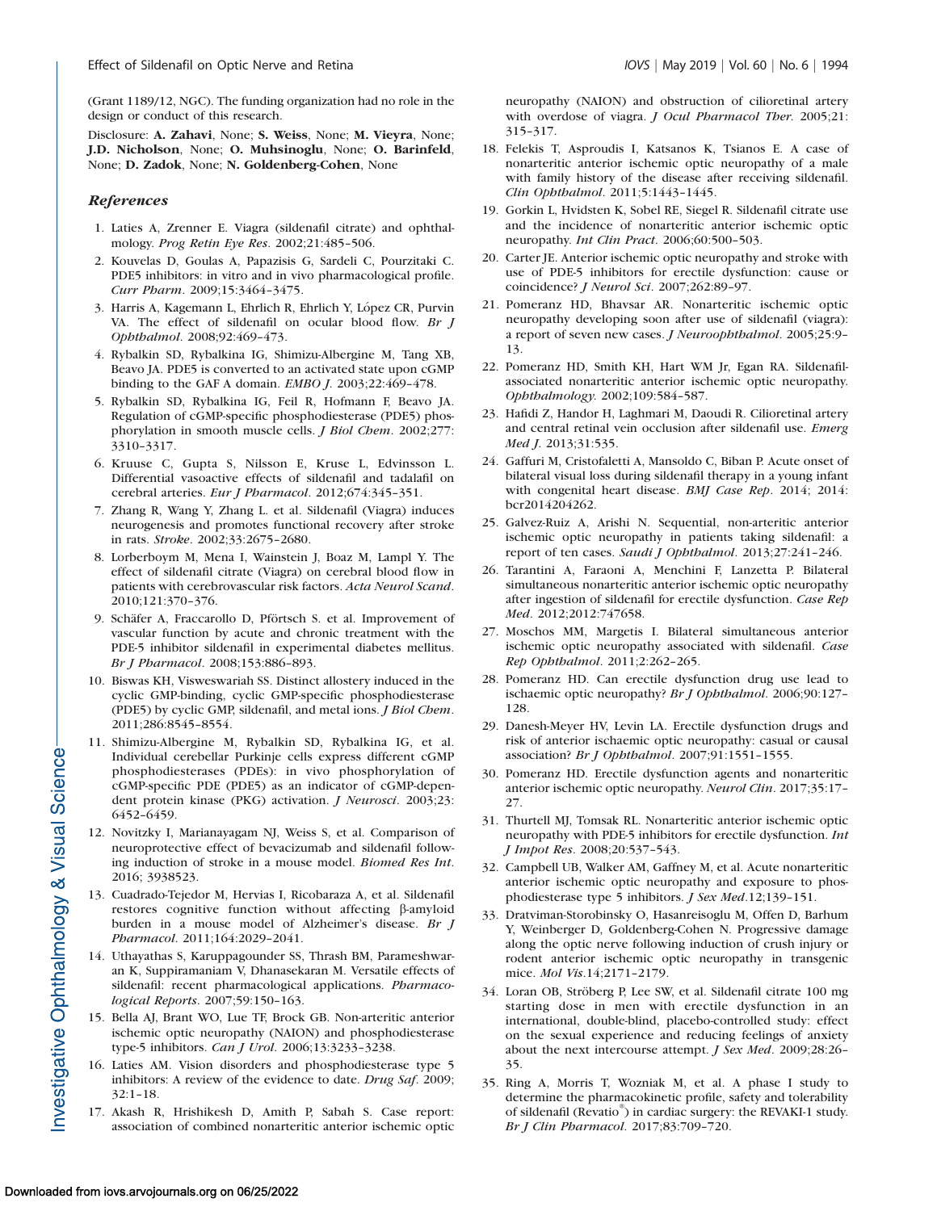(Grant 1189/12, NGC). The funding organization had no role in the design or conduct of this research.

Disclosure: **A. Zahavi**, None; **S. Weiss**, None; **M. Vieyra**, None; **J.D. Nicholson**, None; **O. Muhsinoglu**, None; **O. Barinfeld**, None; **D. Zadok**, None; **N. Goldenberg-Cohen**, None

### *References*

1. Laties A, Zrenner E. Viagra (sildenafil citrate) and ophthalmology. *Prog Retin Eye Res*. 2002;21:485–506.
2. Kouvelas D, Goulas A, Papazisis G, Sardeli C, Pourzitaki C. PDE5 inhibitors: in vitro and in vivo pharmacological profile. *Curr Pharm*. 2009;15:3464–3475.
3. Harris A, Kagemann L, Ehrlich R, Ehrlich Y, López CR, Purvin VA. The effect of sildenafil on ocular blood flow. *Br J Ophthalmol*. 2008;92:469–473.
4. Rybalkin SD, Rybalkina IG, Shimizu-Albergine M, Tang XB, Beavo JA. PDE5 is converted to an activated state upon cGMP binding to the GAF A domain. *EMBO J*. 2003;22:469–478.
5. Rybalkin SD, Rybalkina IG, Feil R, Hofmann F, Beavo JA. Regulation of cGMP-specific phosphodiesterase (PDE5) phosphorylation in smooth muscle cells. *J Biol Chem*. 2002;277:3310–3317.
6. Kruuse C, Gupta S, Nilsson E, Kruse L, Edvinsson L. Differential vasoactive effects of sildenafil and tadalafil on cerebral arteries. *Eur J Pharmacol*. 2012;674:345–351.
7. Zhang R, Wang Y, Zhang L. et al. Sildenafil (Viagra) induces neurogenesis and promotes functional recovery after stroke in rats. *Stroke*. 2002;33:2675–2680.
8. Lorberboym M, Mena I, Wainstein J, Boaz M, Lampl Y. The effect of sildenafil citrate (Viagra) on cerebral blood flow in patients with cerebrovascular risk factors. *Acta Neurol Scand*. 2010;121:370–376.
9. Schäfer A, Fraccarollo D, Pförtsch S. et al. Improvement of vascular function by acute and chronic treatment with the PDE-5 inhibitor sildenafil in experimental diabetes mellitus. *Br J Pharmacol*. 2008;153:886–893.
10. Biswas KH, Visweswariah SS. Distinct allostery induced in the cyclic GMP-binding, cyclic GMP-specific phosphodiesterase (PDE5) by cyclic GMP, sildenafil, and metal ions. *J Biol Chem*. 2011;286:8545–8554.
11. Shimizu-Albergine M, Rybalkin SD, Rybalkina IG, et al. Individual cerebellar Purkinje cells express different cGMP phosphodiesterases (PDEs): in vivo phosphorylation of cGMP-specific PDE (PDE5) as an indicator of cGMP-dependent protein kinase (PKG) activation. *J Neurosci*. 2003;23:6452–6459.
12. Novitzky I, Marianayagam NJ, Weiss S, et al. Comparison of neuroprotective effect of bevacizumab and sildenafil following induction of stroke in a mouse model. *Biomed Res Int*. 2016; 3938523.
13. Cuadrado-Tejedor M, Hervias I, Ricobaraza A, et al. Sildenafil restores cognitive function without affecting β-amyloid burden in a mouse model of Alzheimer's disease. *Br J Pharmacol*. 2011;164:2029–2041.
14. Uthayathas S, Karuppagounder SS, Thrash BM, Parameshwaran K, Suppiramaniam V, Dhanasekaran M. Versatile effects of sildenafil: recent pharmacological applications. *Pharmacological Reports*. 2007;59:150–163.
15. Bella AJ, Brant WO, Lue TF, Brock GB. Non-arteritic anterior ischemic optic neuropathy (NAION) and phosphodiesterase type-5 inhibitors. *Can J Urol*. 2006;13:3233–3238.
16. Laties AM. Vision disorders and phosphodiesterase type 5 inhibitors: A review of the evidence to date. *Drug Saf*. 2009; 32:1–18.
17. Akash R, Hrishikesh D, Amith P, Sabah S. Case report: association of combined nonarteritic anterior ischemic optic neuropathy (NAION) and obstruction of cilioretinal artery with overdose of viagra. *J Ocul Pharmacol Ther*. 2005;21:315–317.
18. Felekis T, Asproudis I, Katsanos K, Tsianos E. A case of nonarteritic anterior ischemic optic neuropathy of a male with family history of the disease after receiving sildenafil. *Clin Ophthalmol*. 2011;5:1443–1445.
19. Gorkin L, Hvidsten K, Sobel RE, Siegel R. Sildenafil citrate use and the incidence of nonarteritic anterior ischemic optic neuropathy. *Int Clin Pract*. 2006;60:500–503.
20. Carter JE. Anterior ischemic optic neuropathy and stroke with use of PDE-5 inhibitors for erectile dysfunction: cause or coincidence? *J Neurol Sci*. 2007;262:89–97.
21. Pomeranz HD, Bhavsar AR. Nonarteritic ischemic optic neuropathy developing soon after use of sildenafil (viagra): a report of seven new cases. *J Neuroophthalmol*. 2005;25:9–13.
22. Pomeranz HD, Smith KH, Hart WM Jr, Egan RA. Sildenafil-associated nonarteritic anterior ischemic optic neuropathy. *Ophthalmology*. 2002;109:584–587.
23. Hafidi Z, Handor H, Laghmari M, Daoudi R. Cilioretinal artery and central retinal vein occlusion after sildenafil use. *Emerg Med J*. 2013;31:535.
24. Gaffuri M, Cristofaletti A, Mansoldo C, Biban P. Acute onset of bilateral visual loss during sildenafil therapy in a young infant with congenital heart disease. *BMJ Case Rep*. 2014; 2014: bcr2014204262.
25. Galvez-Ruiz A, Arishi N. Sequential, non-arteritic anterior ischemic optic neuropathy in patients taking sildenafil: a report of ten cases. *Saudi J Ophthalmol*. 2013;27:241–246.
26. Tarantini A, Faraoni A, Menchini F, Lanzetta P. Bilateral simultaneous nonarteritic anterior ischemic optic neuropathy after ingestion of sildenafil for erectile dysfunction. *Case Rep Med*. 2012;2012:747658.
27. Moschos MM, Margetis I. Bilateral simultaneous anterior ischemic optic neuropathy associated with sildenafil. *Case Rep Ophthalmol*. 2011;2:262–265.
28. Pomeranz HD. Can erectile dysfunction drug use lead to ischaemic optic neuropathy? *Br J Ophthalmol*. 2006;90:127–128.
29. Danesh-Meyer HV, Levin LA. Erectile dysfunction drugs and risk of anterior ischaemic optic neuropathy: casual or causal association? *Br J Ophthalmol*. 2007;91:1551–1555.
30. Pomeranz HD. Erectile dysfunction agents and nonarteritic anterior ischemic optic neuropathy. *Neurol Clin*. 2017;35:17–27.
31. Thurtell MJ, Tomsak RL. Nonarteritic anterior ischemic optic neuropathy with PDE-5 inhibitors for erectile dysfunction. *Int J Impot Res*. 2008;20:537–543.
32. Campbell UB, Walker AM, Gaffney M, et al. Acute nonarteritic anterior ischemic optic neuropathy and exposure to phosphodiesterase type 5 inhibitors. *J Sex Med*.12;139–151.
33. Dratviman-Storobinsky O, Hasanreisoglu M, Offen D, Barhum Y, Weinberger D, Goldenberg-Cohen N. Progressive damage along the optic nerve following induction of crush injury or rodent anterior ischemic optic neuropathy in transgenic mice. *Mol Vis*.14;2171–2179.
34. Loran OB, Ströberg P, Lee SW, et al. Sildenafil citrate 100 mg starting dose in men with erectile dysfunction in an international, double-blind, placebo-controlled study: effect on the sexual experience and reducing feelings of anxiety about the next intercourse attempt. *J Sex Med*. 2009;28:26–35.
35. Ring A, Morris T, Wozniak M, et al. A phase I study to determine the pharmacokinetic profile, safety and tolerability of sildenafil (Revatio®) in cardiac surgery: the REVAKI-1 study. *Br J Clin Pharmacol*. 2017;83:709–720.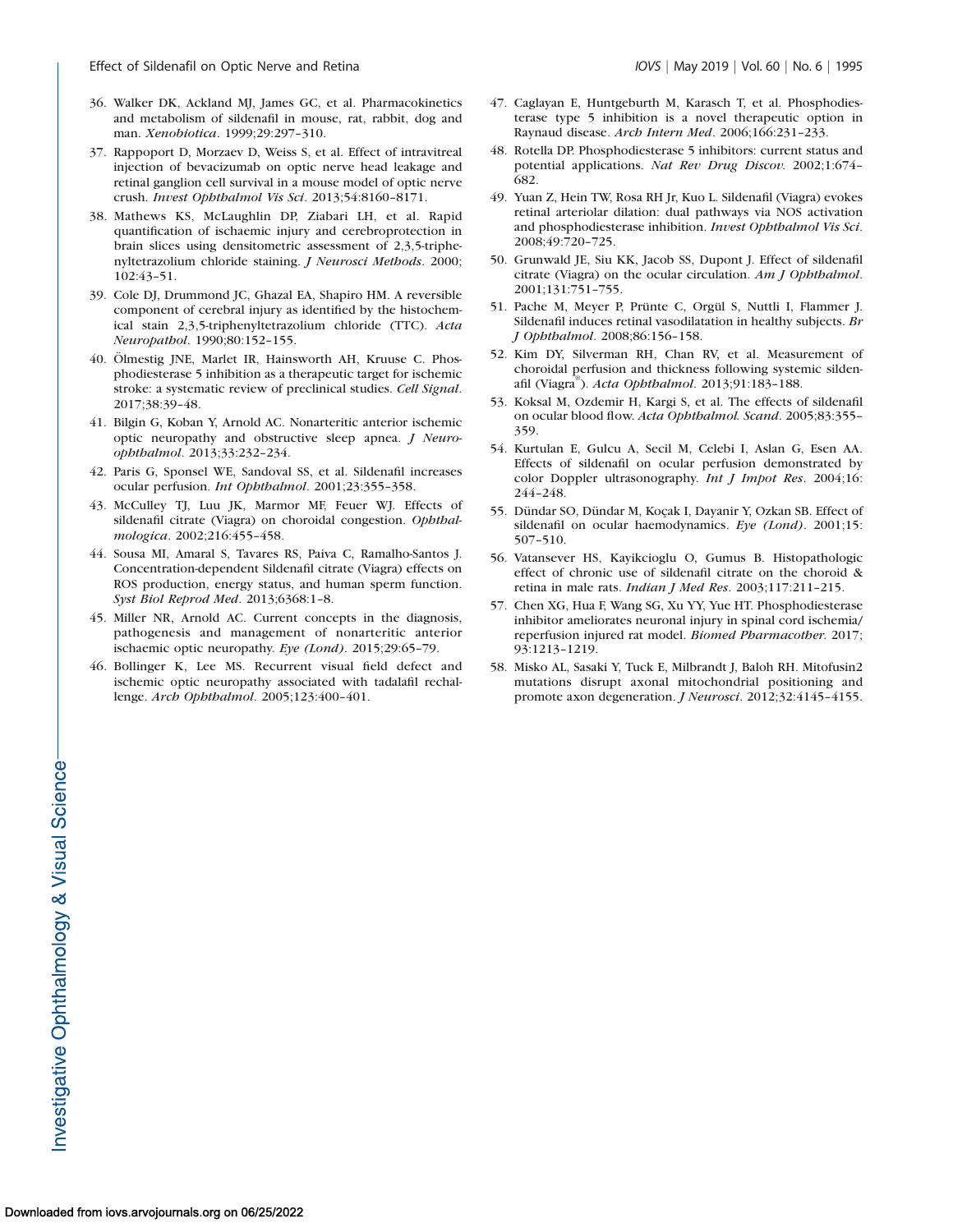36. Walker DK, Ackland MJ, James GC, et al. Pharmacokinetics and metabolism of sildenafil in mouse, rat, rabbit, dog and man. *Xenobiotica*. 1999;29:297–310.
37. Rappoport D, Morzaev D, Weiss S, et al. Effect of intravitreal injection of bevacizumab on optic nerve head leakage and retinal ganglion cell survival in a mouse model of optic nerve crush. *Invest Ophthalmol Vis Sci*. 2013;54:8160–8171.
38. Mathews KS, McLaughlin DP, Ziabari LH, et al. Rapid quantification of ischaemic injury and cerebroprotection in brain slices using densitometric assessment of 2,3,5-triphenyltetrazolium chloride staining. *J Neurosci Methods*. 2000; 102:43–51.
39. Cole DJ, Drummond JC, Ghazal EA, Shapiro HM. A reversible component of cerebral injury as identified by the histochemical stain 2,3,5-triphenyltetrazolium chloride (TTC). *Acta Neuropathol*. 1990;80:152–155.
40. Ölmestig JNE, Marlet IR, Hainsworth AH, Kruuse C. Phosphodiesterase 5 inhibition as a therapeutic target for ischemic stroke: a systematic review of preclinical studies. *Cell Signal*. 2017;38:39–48.
41. Bilgin G, Koban Y, Arnold AC. Nonarteritic anterior ischemic optic neuropathy and obstructive sleep apnea. *J Neuro-ophthalmol*. 2013;33:232–234.
42. Paris G, Sponsel WE, Sandoval SS, et al. Sildenafil increases ocular perfusion. *Int Ophthalmol*. 2001;23:355–358.
43. McCulley TJ, Luu JK, Marmor MF, Feuer WJ. Effects of sildenafil citrate (Viagra) on choroidal congestion. *Ophthalmologica*. 2002;216:455–458.
44. Sousa MI, Amaral S, Tavares RS, Paiva C, Ramalho-Santos J. Concentration-dependent Sildenafil citrate (Viagra) effects on ROS production, energy status, and human sperm function. *Syst Biol Reprod Med*. 2013;6368:1–8.
45. Miller NR, Arnold AC. Current concepts in the diagnosis, pathogenesis and management of nonarteritic anterior ischaemic optic neuropathy. *Eye (Lond)*. 2015;29:65–79.
46. Bollinger K, Lee MS. Recurrent visual field defect and ischemic optic neuropathy associated with tadalafil rechallenge. *Arch Ophthalmol*. 2005;123:400–401.
47. Caglayan E, Huntgeburth M, Karasch T, et al. Phosphodiesterase type 5 inhibition is a novel therapeutic option in Raynaud disease. *Arch Intern Med*. 2006;166:231–233.
48. Rotella DP. Phosphodiesterase 5 inhibitors: current status and potential applications. *Nat Rev Drug Discov*. 2002;1:674–682.
49. Yuan Z, Hein TW, Rosa RH Jr, Kuo L. Sildenafil (Viagra) evokes retinal arteriolar dilation: dual pathways via NOS activation and phosphodiesterase inhibition. *Invest Ophthalmol Vis Sci*. 2008;49:720–725.
50. Grunwald JE, Siu KK, Jacob SS, Dupont J. Effect of sildenafil citrate (Viagra) on the ocular circulation. *Am J Ophthalmol*. 2001;131:751–755.
51. Pache M, Meyer P, Prünte C, Orgül S, Nuttli I, Flammer J. Sildenafil induces retinal vasodilatation in healthy subjects. *Br J Ophthalmol*. 2008;86:156–158.
52. Kim DY, Silverman RH, Chan RV, et al. Measurement of choroidal perfusion and thickness following systemic sildenafil (Viagra®). *Acta Ophthalmol*. 2013;91:183–188.
53. Koksal M, Ozdemir H, Kargi S, et al. The effects of sildenafil on ocular blood flow. *Acta Ophthalmol. Scand*. 2005;83:355–359.
54. Kurtulan E, Gulcu A, Secil M, Celebi I, Aslan G, Esen AA. Effects of sildenafil on ocular perfusion demonstrated by color Doppler ultrasonography. *Int J Impot Res*. 2004;16: 244–248.
55. Dündar SO, Dündar M, Koçak I, Dayanir Y, Ozkan SB. Effect of sildenafil on ocular haemodynamics. *Eye (Lond)*. 2001;15: 507–510.
56. Vatansever HS, Kayikcioglu O, Gumus B. Histopathologic effect of chronic use of sildenafil citrate on the choroid & retina in male rats. *Indian J Med Res*. 2003;117:211–215.
57. Chen XG, Hua F, Wang SG, Xu YY, Yue HT. Phosphodiesterase inhibitor ameliorates neuronal injury in spinal cord ischemia/reperfusion injured rat model. *Biomed Pharmacother*. 2017; 93:1213–1219.
58. Misko AL, Sasaki Y, Tuck E, Milbrandt J, Baloh RH. Mitofusin2 mutations disrupt axonal mitochondrial positioning and promote axon degeneration. *J Neurosci*. 2012;32:4145–4155.